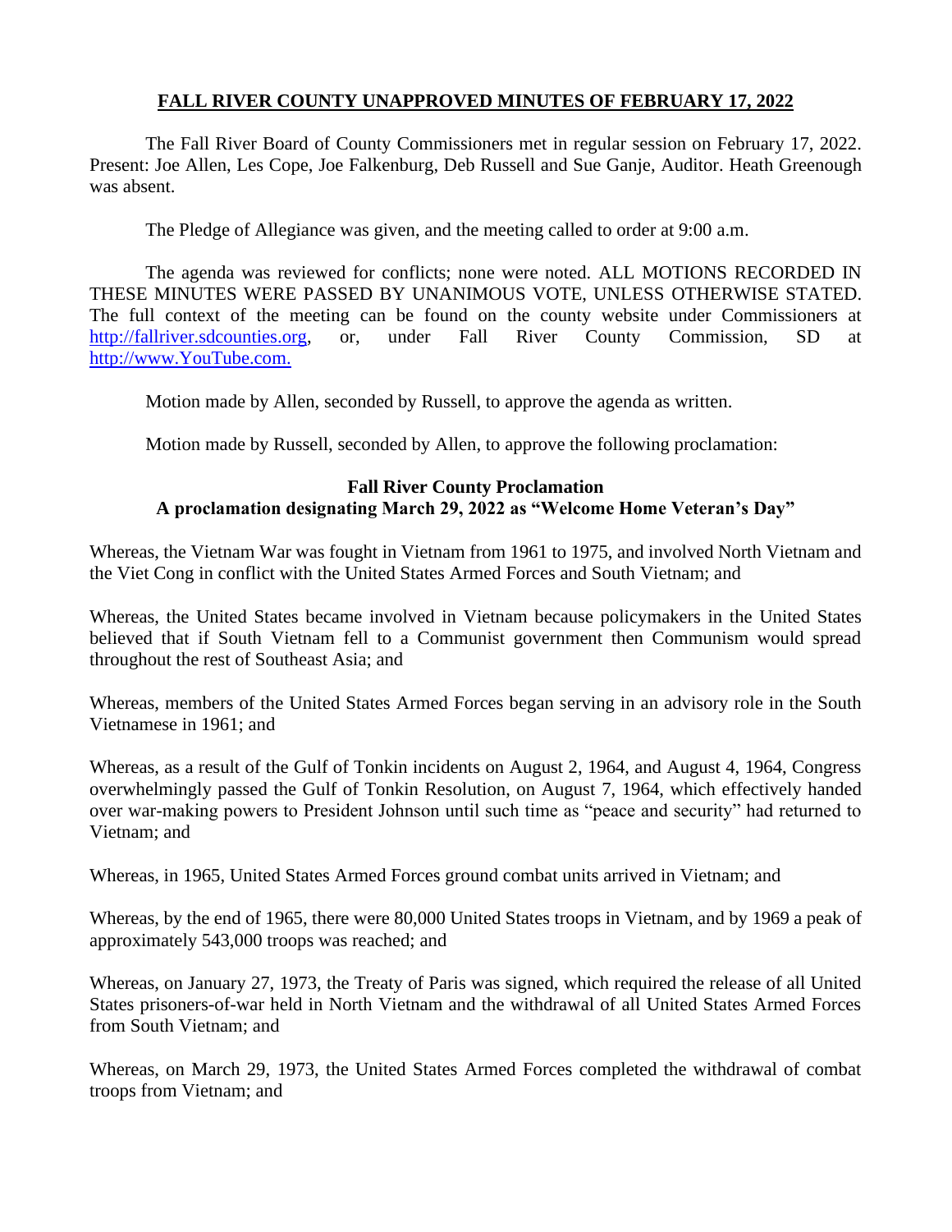# FALL RIVER COUNTY UNAPPROVED MINUTES OF FEBRUARY 17, 2022

The Fall River Board of County Commissioners met in regular session on February 17, 2022. Present: Joe Allen, Les Cope, Joe Falkenburg, Deb Russell and Sue Ganje, Auditor. Heath Greenough was absent.

The Pledge of Allegiance was given, and the meeting called to order at 9:00 a.m.

The agenda was reviewed for conflicts; none were noted. ALL MOTIONS RECORDED IN THESE MINUTES WERE PASSED BY UNANIMOUS VOTE, UNLESS OTHERWISE STATED. The full context of the meeting can be found on the county website under Commissioners at http://fallriver.sdcounties.org, or, under Fall River County Commission, SD at http://www.YouTube.com.

Motion made by Allen, seconded by Russell, to approve the agenda as written.

Motion made by Russell, seconded by Allen, to approve the following proclamation:

**Fall River County Proclamation**
**A proclamation designating March 29, 2022 as "Welcome Home Veteran's Day"**

Whereas, the Vietnam War was fought in Vietnam from 1961 to 1975, and involved North Vietnam and the Viet Cong in conflict with the United States Armed Forces and South Vietnam; and

Whereas, the United States became involved in Vietnam because policymakers in the United States believed that if South Vietnam fell to a Communist government then Communism would spread throughout the rest of Southeast Asia; and

Whereas, members of the United States Armed Forces began serving in an advisory role in the South Vietnamese in 1961; and

Whereas, as a result of the Gulf of Tonkin incidents on August 2, 1964, and August 4, 1964, Congress overwhelmingly passed the Gulf of Tonkin Resolution, on August 7, 1964, which effectively handed over war-making powers to President Johnson until such time as "peace and security" had returned to Vietnam; and

Whereas, in 1965, United States Armed Forces ground combat units arrived in Vietnam; and

Whereas, by the end of 1965, there were 80,000 United States troops in Vietnam, and by 1969 a peak of approximately 543,000 troops was reached; and

Whereas, on January 27, 1973, the Treaty of Paris was signed, which required the release of all United States prisoners-of-war held in North Vietnam and the withdrawal of all United States Armed Forces from South Vietnam; and

Whereas, on March 29, 1973, the United States Armed Forces completed the withdrawal of combat troops from Vietnam; and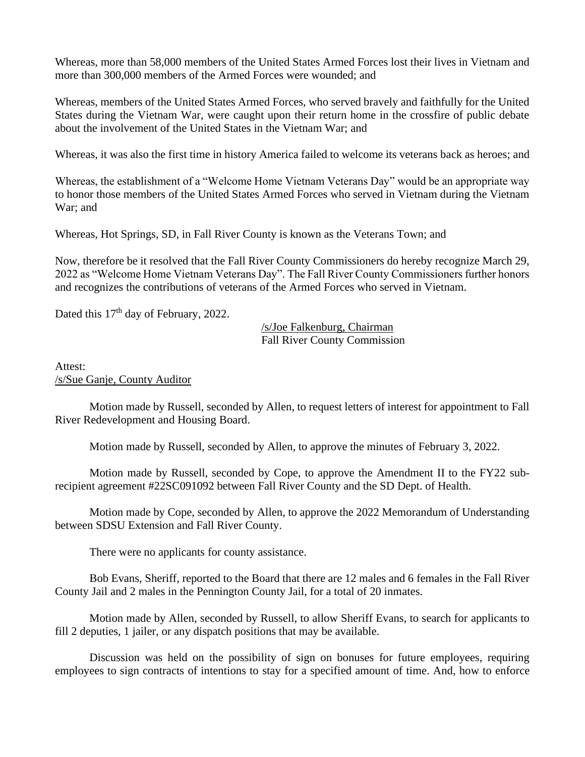Whereas, more than 58,000 members of the United States Armed Forces lost their lives in Vietnam and more than 300,000 members of the Armed Forces were wounded; and

Whereas, members of the United States Armed Forces, who served bravely and faithfully for the United States during the Vietnam War, were caught upon their return home in the crossfire of public debate about the involvement of the United States in the Vietnam War; and

Whereas, it was also the first time in history America failed to welcome its veterans back as heroes; and

Whereas, the establishment of a "Welcome Home Vietnam Veterans Day" would be an appropriate way to honor those members of the United States Armed Forces who served in Vietnam during the Vietnam War; and

Whereas, Hot Springs, SD, in Fall River County is known as the Veterans Town; and

Now, therefore be it resolved that the Fall River County Commissioners do hereby recognize March 29, 2022 as "Welcome Home Vietnam Veterans Day". The Fall River County Commissioners further honors and recognizes the contributions of veterans of the Armed Forces who served in Vietnam.

Dated this 17th day of February, 2022.

/s/Joe Falkenburg, Chairman
Fall River County Commission

Attest:
/s/Sue Ganje, County Auditor

Motion made by Russell, seconded by Allen, to request letters of interest for appointment to Fall River Redevelopment and Housing Board.

Motion made by Russell, seconded by Allen, to approve the minutes of February 3, 2022.

Motion made by Russell, seconded by Cope, to approve the Amendment II to the FY22 sub-recipient agreement #22SC091092 between Fall River County and the SD Dept. of Health.

Motion made by Cope, seconded by Allen, to approve the 2022 Memorandum of Understanding between SDSU Extension and Fall River County.

There were no applicants for county assistance.

Bob Evans, Sheriff, reported to the Board that there are 12 males and 6 females in the Fall River County Jail and 2 males in the Pennington County Jail, for a total of 20 inmates.

Motion made by Allen, seconded by Russell, to allow Sheriff Evans, to search for applicants to fill 2 deputies, 1 jailer, or any dispatch positions that may be available.

Discussion was held on the possibility of sign on bonuses for future employees, requiring employees to sign contracts of intentions to stay for a specified amount of time. And, how to enforce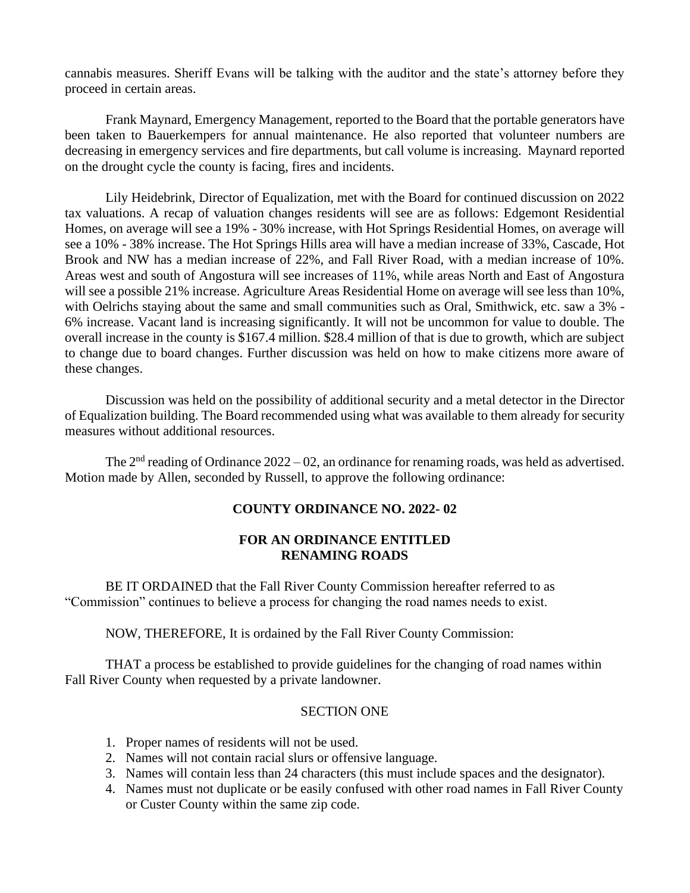cannabis measures. Sheriff Evans will be talking with the auditor and the state's attorney before they proceed in certain areas.

Frank Maynard, Emergency Management, reported to the Board that the portable generators have been taken to Bauerkempers for annual maintenance. He also reported that volunteer numbers are decreasing in emergency services and fire departments, but call volume is increasing. Maynard reported on the drought cycle the county is facing, fires and incidents.

Lily Heidebrink, Director of Equalization, met with the Board for continued discussion on 2022 tax valuations. A recap of valuation changes residents will see are as follows: Edgemont Residential Homes, on average will see a 19% - 30% increase, with Hot Springs Residential Homes, on average will see a 10% - 38% increase. The Hot Springs Hills area will have a median increase of 33%, Cascade, Hot Brook and NW has a median increase of 22%, and Fall River Road, with a median increase of 10%. Areas west and south of Angostura will see increases of 11%, while areas North and East of Angostura will see a possible 21% increase. Agriculture Areas Residential Home on average will see less than 10%, with Oelrichs staying about the same and small communities such as Oral, Smithwick, etc. saw a 3% - 6% increase. Vacant land is increasing significantly. It will not be uncommon for value to double. The overall increase in the county is $167.4 million. $28.4 million of that is due to growth, which are subject to change due to board changes. Further discussion was held on how to make citizens more aware of these changes.

Discussion was held on the possibility of additional security and a metal detector in the Director of Equalization building. The Board recommended using what was available to them already for security measures without additional resources.

The 2nd reading of Ordinance 2022 – 02, an ordinance for renaming roads, was held as advertised. Motion made by Allen, seconded by Russell, to approve the following ordinance:

**COUNTY ORDINANCE NO. 2022- 02**

**FOR AN ORDINANCE ENTITLED**
**RENAMING ROADS**

BE IT ORDAINED that the Fall River County Commission hereafter referred to as "Commission" continues to believe a process for changing the road names needs to exist.

NOW, THEREFORE, It is ordained by the Fall River County Commission:

THAT a process be established to provide guidelines for the changing of road names within Fall River County when requested by a private landowner.

SECTION ONE

1. Proper names of residents will not be used.
2. Names will not contain racial slurs or offensive language.
3. Names will contain less than 24 characters (this must include spaces and the designator).
4. Names must not duplicate or be easily confused with other road names in Fall River County or Custer County within the same zip code.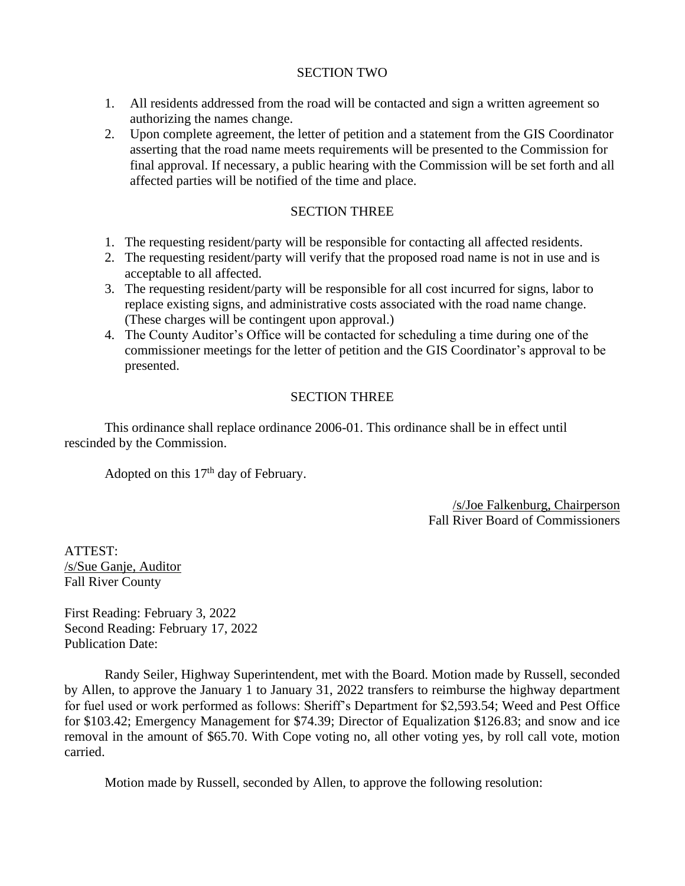## SECTION TWO

1. All residents addressed from the road will be contacted and sign a written agreement so authorizing the names change.
2. Upon complete agreement, the letter of petition and a statement from the GIS Coordinator asserting that the road name meets requirements will be presented to the Commission for final approval. If necessary, a public hearing with the Commission will be set forth and all affected parties will be notified of the time and place.

## SECTION THREE

1. The requesting resident/party will be responsible for contacting all affected residents.
2. The requesting resident/party will verify that the proposed road name is not in use and is acceptable to all affected.
3. The requesting resident/party will be responsible for all cost incurred for signs, labor to replace existing signs, and administrative costs associated with the road name change. (These charges will be contingent upon approval.)
4. The County Auditor's Office will be contacted for scheduling a time during one of the commissioner meetings for the letter of petition and the GIS Coordinator's approval to be presented.

## SECTION THREE

This ordinance shall replace ordinance 2006-01. This ordinance shall be in effect until rescinded by the Commission.

Adopted on this 17th day of February.

/s/Joe Falkenburg, Chairperson
Fall River Board of Commissioners

ATTEST:
/s/Sue Ganje, Auditor
Fall River County

First Reading: February 3, 2022
Second Reading: February 17, 2022
Publication Date:

Randy Seiler, Highway Superintendent, met with the Board. Motion made by Russell, seconded by Allen, to approve the January 1 to January 31, 2022 transfers to reimburse the highway department for fuel used or work performed as follows: Sheriff's Department for $2,593.54; Weed and Pest Office for $103.42; Emergency Management for $74.39; Director of Equalization $126.83; and snow and ice removal in the amount of $65.70. With Cope voting no, all other voting yes, by roll call vote, motion carried.

Motion made by Russell, seconded by Allen, to approve the following resolution: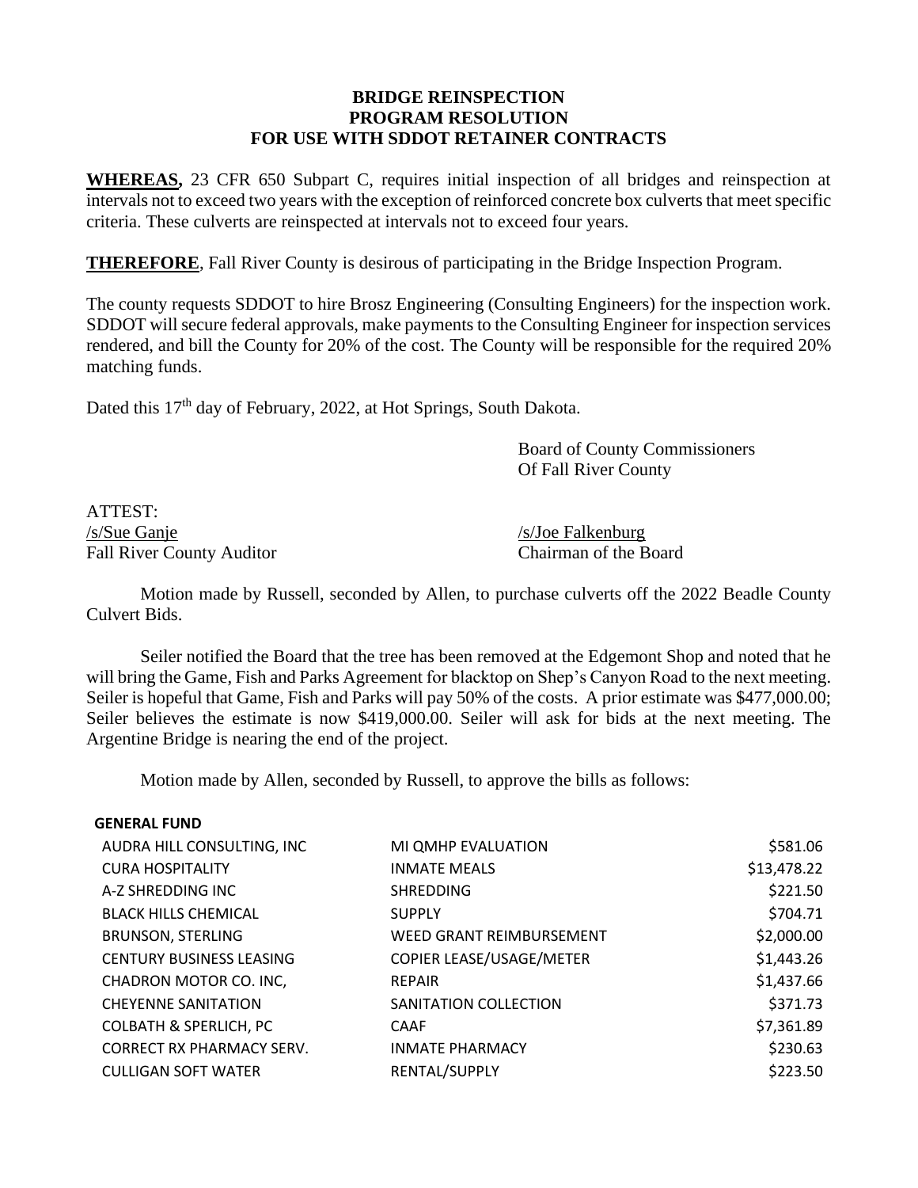**BRIDGE REINSPECTION**
**PROGRAM RESOLUTION**
**FOR USE WITH SDDOT RETAINER CONTRACTS**

**WHEREAS,** 23 CFR 650 Subpart C, requires initial inspection of all bridges and reinspection at intervals not to exceed two years with the exception of reinforced concrete box culverts that meet specific criteria. These culverts are reinspected at intervals not to exceed four years.

**THEREFORE**, Fall River County is desirous of participating in the Bridge Inspection Program.

The county requests SDDOT to hire Brosz Engineering (Consulting Engineers) for the inspection work. SDDOT will secure federal approvals, make payments to the Consulting Engineer for inspection services rendered, and bill the County for 20% of the cost. The County will be responsible for the required 20% matching funds.

Dated this 17th day of February, 2022, at Hot Springs, South Dakota.

Board of County Commissioners
Of Fall River County

ATTEST:
/s/Sue Ganje
Fall River County Auditor

/s/Joe Falkenburg
Chairman of the Board

Motion made by Russell, seconded by Allen, to purchase culverts off the 2022 Beadle County Culvert Bids.

Seiler notified the Board that the tree has been removed at the Edgemont Shop and noted that he will bring the Game, Fish and Parks Agreement for blacktop on Shep's Canyon Road to the next meeting. Seiler is hopeful that Game, Fish and Parks will pay 50% of the costs. A prior estimate was $477,000.00; Seiler believes the estimate is now $419,000.00. Seiler will ask for bids at the next meeting. The Argentine Bridge is nearing the end of the project.

Motion made by Allen, seconded by Russell, to approve the bills as follows:

| GENERAL FUND | | |
|---|---|---|
| AUDRA HILL CONSULTING, INC | MI QMHP EVALUATION | $581.06 |
| CURA HOSPITALITY | INMATE MEALS | $13,478.22 |
| A-Z SHREDDING INC | SHREDDING | $221.50 |
| BLACK HILLS CHEMICAL | SUPPLY | $704.71 |
| BRUNSON, STERLING | WEED GRANT REIMBURSEMENT | $2,000.00 |
| CENTURY BUSINESS LEASING | COPIER LEASE/USAGE/METER | $1,443.26 |
| CHADRON MOTOR CO. INC, | REPAIR | $1,437.66 |
| CHEYENNE SANITATION | SANITATION COLLECTION | $371.73 |
| COLBATH & SPERLICH, PC | CAAF | $7,361.89 |
| CORRECT RX PHARMACY SERV. | INMATE PHARMACY | $230.63 |
| CULLIGAN SOFT WATER | RENTAL/SUPPLY | $223.50 |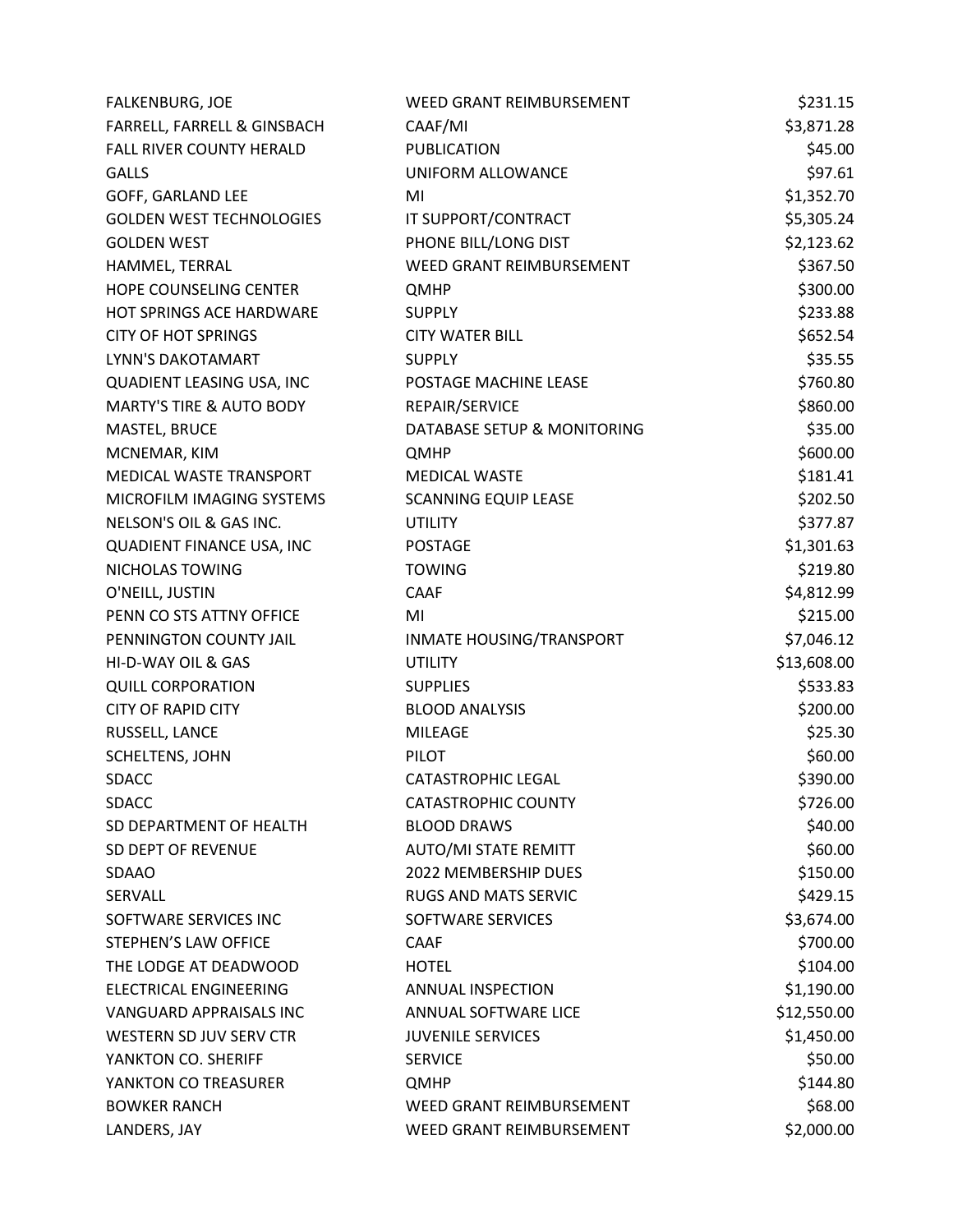| | | |
|---|---|---|
| FALKENBURG, JOE | WEED GRANT REIMBURSEMENT | $231.15 |
| FARRELL, FARRELL & GINSBACH | CAAF/MI | $3,871.28 |
| FALL RIVER COUNTY HERALD | PUBLICATION | $45.00 |
| GALLS | UNIFORM ALLOWANCE | $97.61 |
| GOFF, GARLAND LEE | MI | $1,352.70 |
| GOLDEN WEST TECHNOLOGIES | IT SUPPORT/CONTRACT | $5,305.24 |
| GOLDEN WEST | PHONE BILL/LONG DIST | $2,123.62 |
| HAMMEL, TERRAL | WEED GRANT REIMBURSEMENT | $367.50 |
| HOPE COUNSELING CENTER | QMHP | $300.00 |
| HOT SPRINGS ACE HARDWARE | SUPPLY | $233.88 |
| CITY OF HOT SPRINGS | CITY WATER BILL | $652.54 |
| LYNN'S DAKOTAMART | SUPPLY | $35.55 |
| QUADIENT LEASING USA, INC | POSTAGE MACHINE LEASE | $760.80 |
| MARTY'S TIRE & AUTO BODY | REPAIR/SERVICE | $860.00 |
| MASTEL, BRUCE | DATABASE SETUP & MONITORING | $35.00 |
| MCNEMAR, KIM | QMHP | $600.00 |
| MEDICAL WASTE TRANSPORT | MEDICAL WASTE | $181.41 |
| MICROFILM IMAGING SYSTEMS | SCANNING EQUIP LEASE | $202.50 |
| NELSON'S OIL & GAS INC. | UTILITY | $377.87 |
| QUADIENT FINANCE USA, INC | POSTAGE | $1,301.63 |
| NICHOLAS TOWING | TOWING | $219.80 |
| O'NEILL, JUSTIN | CAAF | $4,812.99 |
| PENN CO STS ATTNY OFFICE | MI | $215.00 |
| PENNINGTON COUNTY JAIL | INMATE HOUSING/TRANSPORT | $7,046.12 |
| HI-D-WAY OIL & GAS | UTILITY | $13,608.00 |
| QUILL CORPORATION | SUPPLIES | $533.83 |
| CITY OF RAPID CITY | BLOOD ANALYSIS | $200.00 |
| RUSSELL, LANCE | MILEAGE | $25.30 |
| SCHELTENS, JOHN | PILOT | $60.00 |
| SDACC | CATASTROPHIC LEGAL | $390.00 |
| SDACC | CATASTROPHIC COUNTY | $726.00 |
| SD DEPARTMENT OF HEALTH | BLOOD DRAWS | $40.00 |
| SD DEPT OF REVENUE | AUTO/MI STATE REMITT | $60.00 |
| SDAAO | 2022 MEMBERSHIP DUES | $150.00 |
| SERVALL | RUGS AND MATS SERVIC | $429.15 |
| SOFTWARE SERVICES INC | SOFTWARE SERVICES | $3,674.00 |
| STEPHEN'S LAW OFFICE | CAAF | $700.00 |
| THE LODGE AT DEADWOOD | HOTEL | $104.00 |
| ELECTRICAL ENGINEERING | ANNUAL INSPECTION | $1,190.00 |
| VANGUARD APPRAISALS INC | ANNUAL SOFTWARE LICE | $12,550.00 |
| WESTERN SD JUV SERV CTR | JUVENILE SERVICES | $1,450.00 |
| YANKTON CO. SHERIFF | SERVICE | $50.00 |
| YANKTON CO TREASURER | QMHP | $144.80 |
| BOWKER RANCH | WEED GRANT REIMBURSEMENT | $68.00 |
| LANDERS, JAY | WEED GRANT REIMBURSEMENT | $2,000.00 |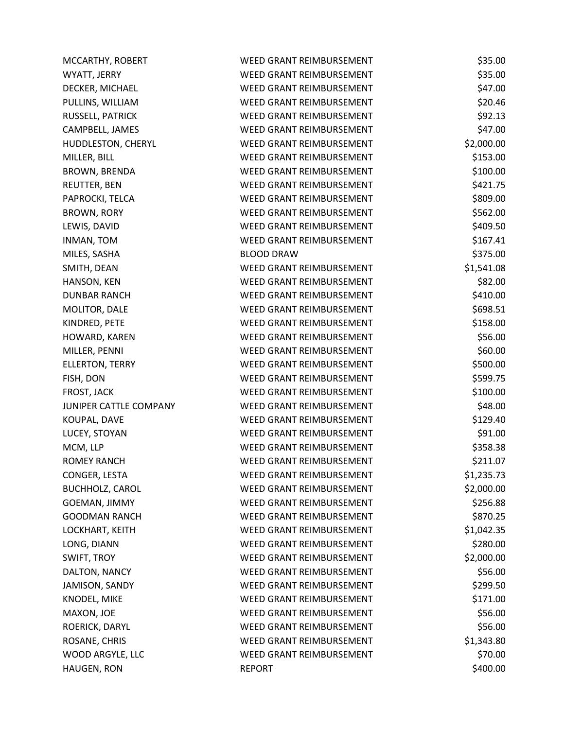| | | |
|---|---|---|
| MCCARTHY, ROBERT | WEED GRANT REIMBURSEMENT | $35.00 |
| WYATT, JERRY | WEED GRANT REIMBURSEMENT | $35.00 |
| DECKER, MICHAEL | WEED GRANT REIMBURSEMENT | $47.00 |
| PULLINS, WILLIAM | WEED GRANT REIMBURSEMENT | $20.46 |
| RUSSELL, PATRICK | WEED GRANT REIMBURSEMENT | $92.13 |
| CAMPBELL, JAMES | WEED GRANT REIMBURSEMENT | $47.00 |
| HUDDLESTON, CHERYL | WEED GRANT REIMBURSEMENT | $2,000.00 |
| MILLER, BILL | WEED GRANT REIMBURSEMENT | $153.00 |
| BROWN, BRENDA | WEED GRANT REIMBURSEMENT | $100.00 |
| REUTTER, BEN | WEED GRANT REIMBURSEMENT | $421.75 |
| PAPROCKI, TELCA | WEED GRANT REIMBURSEMENT | $809.00 |
| BROWN, RORY | WEED GRANT REIMBURSEMENT | $562.00 |
| LEWIS, DAVID | WEED GRANT REIMBURSEMENT | $409.50 |
| INMAN, TOM | WEED GRANT REIMBURSEMENT | $167.41 |
| MILES, SASHA | BLOOD DRAW | $375.00 |
| SMITH, DEAN | WEED GRANT REIMBURSEMENT | $1,541.08 |
| HANSON, KEN | WEED GRANT REIMBURSEMENT | $82.00 |
| DUNBAR RANCH | WEED GRANT REIMBURSEMENT | $410.00 |
| MOLITOR, DALE | WEED GRANT REIMBURSEMENT | $698.51 |
| KINDRED, PETE | WEED GRANT REIMBURSEMENT | $158.00 |
| HOWARD, KAREN | WEED GRANT REIMBURSEMENT | $56.00 |
| MILLER, PENNI | WEED GRANT REIMBURSEMENT | $60.00 |
| ELLERTON, TERRY | WEED GRANT REIMBURSEMENT | $500.00 |
| FISH, DON | WEED GRANT REIMBURSEMENT | $599.75 |
| FROST, JACK | WEED GRANT REIMBURSEMENT | $100.00 |
| JUNIPER CATTLE COMPANY | WEED GRANT REIMBURSEMENT | $48.00 |
| KOUPAL, DAVE | WEED GRANT REIMBURSEMENT | $129.40 |
| LUCEY, STOYAN | WEED GRANT REIMBURSEMENT | $91.00 |
| MCM, LLP | WEED GRANT REIMBURSEMENT | $358.38 |
| ROMEY RANCH | WEED GRANT REIMBURSEMENT | $211.07 |
| CONGER, LESTA | WEED GRANT REIMBURSEMENT | $1,235.73 |
| BUCHHOLZ, CAROL | WEED GRANT REIMBURSEMENT | $2,000.00 |
| GOEMAN, JIMMY | WEED GRANT REIMBURSEMENT | $256.88 |
| GOODMAN RANCH | WEED GRANT REIMBURSEMENT | $870.25 |
| LOCKHART, KEITH | WEED GRANT REIMBURSEMENT | $1,042.35 |
| LONG, DIANN | WEED GRANT REIMBURSEMENT | $280.00 |
| SWIFT, TROY | WEED GRANT REIMBURSEMENT | $2,000.00 |
| DALTON, NANCY | WEED GRANT REIMBURSEMENT | $56.00 |
| JAMISON, SANDY | WEED GRANT REIMBURSEMENT | $299.50 |
| KNODEL, MIKE | WEED GRANT REIMBURSEMENT | $171.00 |
| MAXON, JOE | WEED GRANT REIMBURSEMENT | $56.00 |
| ROERICK, DARYL | WEED GRANT REIMBURSEMENT | $56.00 |
| ROSANE, CHRIS | WEED GRANT REIMBURSEMENT | $1,343.80 |
| WOOD ARGYLE, LLC | WEED GRANT REIMBURSEMENT | $70.00 |
| HAUGEN, RON | REPORT | $400.00 |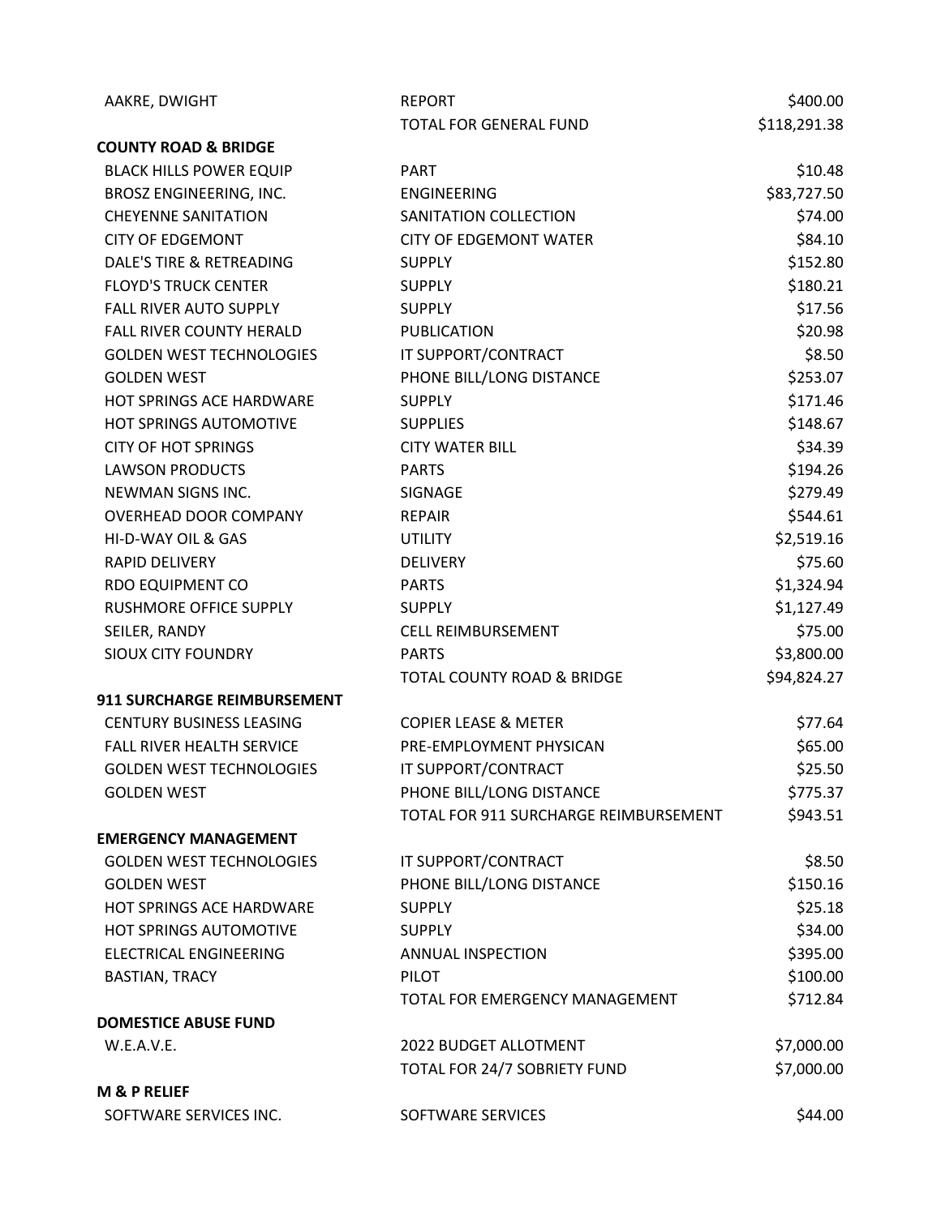| | | |
|---|---|---|
| AAKRE, DWIGHT | REPORT | $400.00 |
| | TOTAL FOR GENERAL FUND | $118,291.38 |
| **COUNTY ROAD & BRIDGE** | | |
| BLACK HILLS POWER EQUIP | PART | $10.48 |
| BROSZ ENGINEERING, INC. | ENGINEERING | $83,727.50 |
| CHEYENNE SANITATION | SANITATION COLLECTION | $74.00 |
| CITY OF EDGEMONT | CITY OF EDGEMONT WATER | $84.10 |
| DALE'S TIRE & RETREADING | SUPPLY | $152.80 |
| FLOYD'S TRUCK CENTER | SUPPLY | $180.21 |
| FALL RIVER AUTO SUPPLY | SUPPLY | $17.56 |
| FALL RIVER COUNTY HERALD | PUBLICATION | $20.98 |
| GOLDEN WEST TECHNOLOGIES | IT SUPPORT/CONTRACT | $8.50 |
| GOLDEN WEST | PHONE BILL/LONG DISTANCE | $253.07 |
| HOT SPRINGS ACE HARDWARE | SUPPLY | $171.46 |
| HOT SPRINGS AUTOMOTIVE | SUPPLIES | $148.67 |
| CITY OF HOT SPRINGS | CITY WATER BILL | $34.39 |
| LAWSON PRODUCTS | PARTS | $194.26 |
| NEWMAN SIGNS INC. | SIGNAGE | $279.49 |
| OVERHEAD DOOR COMPANY | REPAIR | $544.61 |
| HI-D-WAY OIL & GAS | UTILITY | $2,519.16 |
| RAPID DELIVERY | DELIVERY | $75.60 |
| RDO EQUIPMENT CO | PARTS | $1,324.94 |
| RUSHMORE OFFICE SUPPLY | SUPPLY | $1,127.49 |
| SEILER, RANDY | CELL REIMBURSEMENT | $75.00 |
| SIOUX CITY FOUNDRY | PARTS | $3,800.00 |
| | TOTAL COUNTY ROAD & BRIDGE | $94,824.27 |
| **911 SURCHARGE REIMBURSEMENT** | | |
| CENTURY BUSINESS LEASING | COPIER LEASE & METER | $77.64 |
| FALL RIVER HEALTH SERVICE | PRE-EMPLOYMENT PHYSICAN | $65.00 |
| GOLDEN WEST TECHNOLOGIES | IT SUPPORT/CONTRACT | $25.50 |
| GOLDEN WEST | PHONE BILL/LONG DISTANCE | $775.37 |
| | TOTAL FOR 911 SURCHARGE REIMBURSEMENT | $943.51 |
| **EMERGENCY MANAGEMENT** | | |
| GOLDEN WEST TECHNOLOGIES | IT SUPPORT/CONTRACT | $8.50 |
| GOLDEN WEST | PHONE BILL/LONG DISTANCE | $150.16 |
| HOT SPRINGS ACE HARDWARE | SUPPLY | $25.18 |
| HOT SPRINGS AUTOMOTIVE | SUPPLY | $34.00 |
| ELECTRICAL ENGINEERING | ANNUAL INSPECTION | $395.00 |
| BASTIAN, TRACY | PILOT | $100.00 |
| | TOTAL FOR EMERGENCY MANAGEMENT | $712.84 |
| **DOMESTICE ABUSE FUND** | | |
| W.E.A.V.E. | 2022 BUDGET ALLOTMENT | $7,000.00 |
| | TOTAL FOR 24/7 SOBRIETY FUND | $7,000.00 |
| **M & P RELIEF** | | |
| SOFTWARE SERVICES INC. | SOFTWARE SERVICES | $44.00 |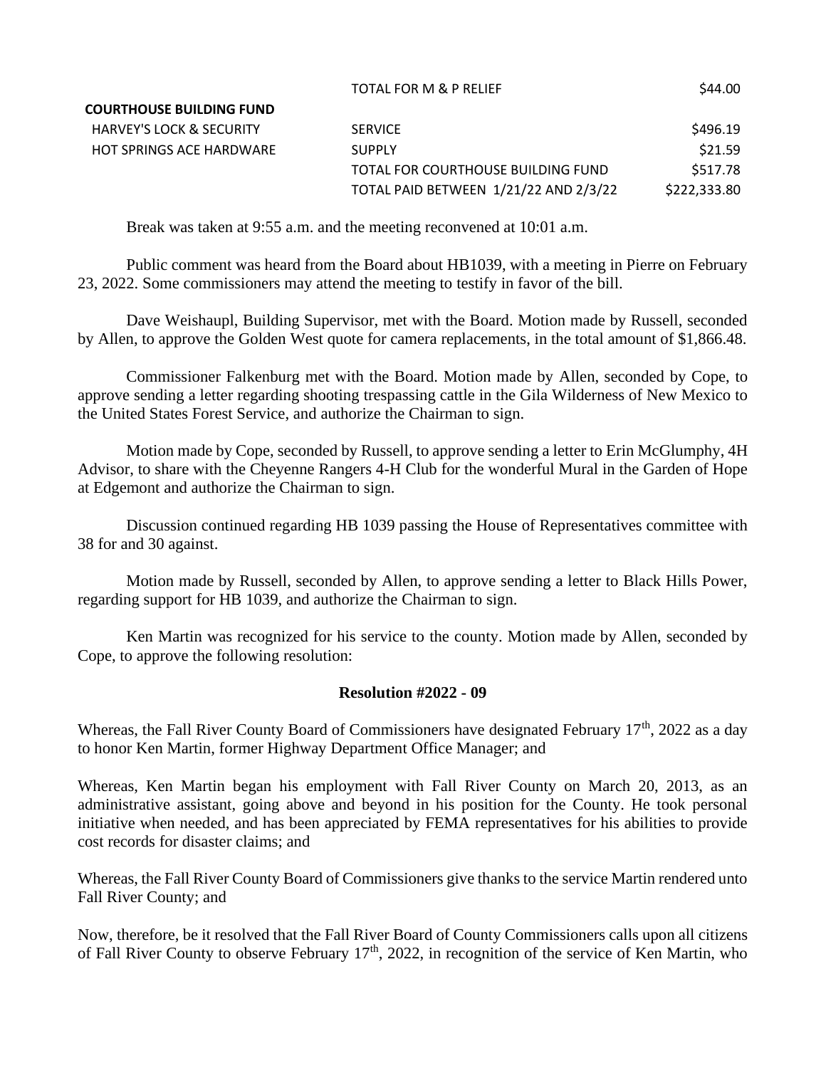| | | |
|---|---|---|
| | TOTAL FOR M & P RELIEF | $44.00 |
| **COURTHOUSE BUILDING FUND** | | |
| HARVEY'S LOCK & SECURITY | SERVICE | $496.19 |
| HOT SPRINGS ACE HARDWARE | SUPPLY | $21.59 |
| | TOTAL FOR COURTHOUSE BUILDING FUND | $517.78 |
| | TOTAL PAID BETWEEN 1/21/22 AND 2/3/22 | $222,333.80 |

Break was taken at 9:55 a.m. and the meeting reconvened at 10:01 a.m.

Public comment was heard from the Board about HB1039, with a meeting in Pierre on February 23, 2022. Some commissioners may attend the meeting to testify in favor of the bill.

Dave Weishaupl, Building Supervisor, met with the Board. Motion made by Russell, seconded by Allen, to approve the Golden West quote for camera replacements, in the total amount of $1,866.48.

Commissioner Falkenburg met with the Board. Motion made by Allen, seconded by Cope, to approve sending a letter regarding shooting trespassing cattle in the Gila Wilderness of New Mexico to the United States Forest Service, and authorize the Chairman to sign.

Motion made by Cope, seconded by Russell, to approve sending a letter to Erin McGlumphy, 4H Advisor, to share with the Cheyenne Rangers 4-H Club for the wonderful Mural in the Garden of Hope at Edgemont and authorize the Chairman to sign.

Discussion continued regarding HB 1039 passing the House of Representatives committee with 38 for and 30 against.

Motion made by Russell, seconded by Allen, to approve sending a letter to Black Hills Power, regarding support for HB 1039, and authorize the Chairman to sign.

Ken Martin was recognized for his service to the county. Motion made by Allen, seconded by Cope, to approve the following resolution:

**Resolution #2022 - 09**

Whereas, the Fall River County Board of Commissioners have designated February 17th, 2022 as a day to honor Ken Martin, former Highway Department Office Manager; and

Whereas, Ken Martin began his employment with Fall River County on March 20, 2013, as an administrative assistant, going above and beyond in his position for the County. He took personal initiative when needed, and has been appreciated by FEMA representatives for his abilities to provide cost records for disaster claims; and

Whereas, the Fall River County Board of Commissioners give thanks to the service Martin rendered unto Fall River County; and

Now, therefore, be it resolved that the Fall River Board of County Commissioners calls upon all citizens of Fall River County to observe February 17th, 2022, in recognition of the service of Ken Martin, who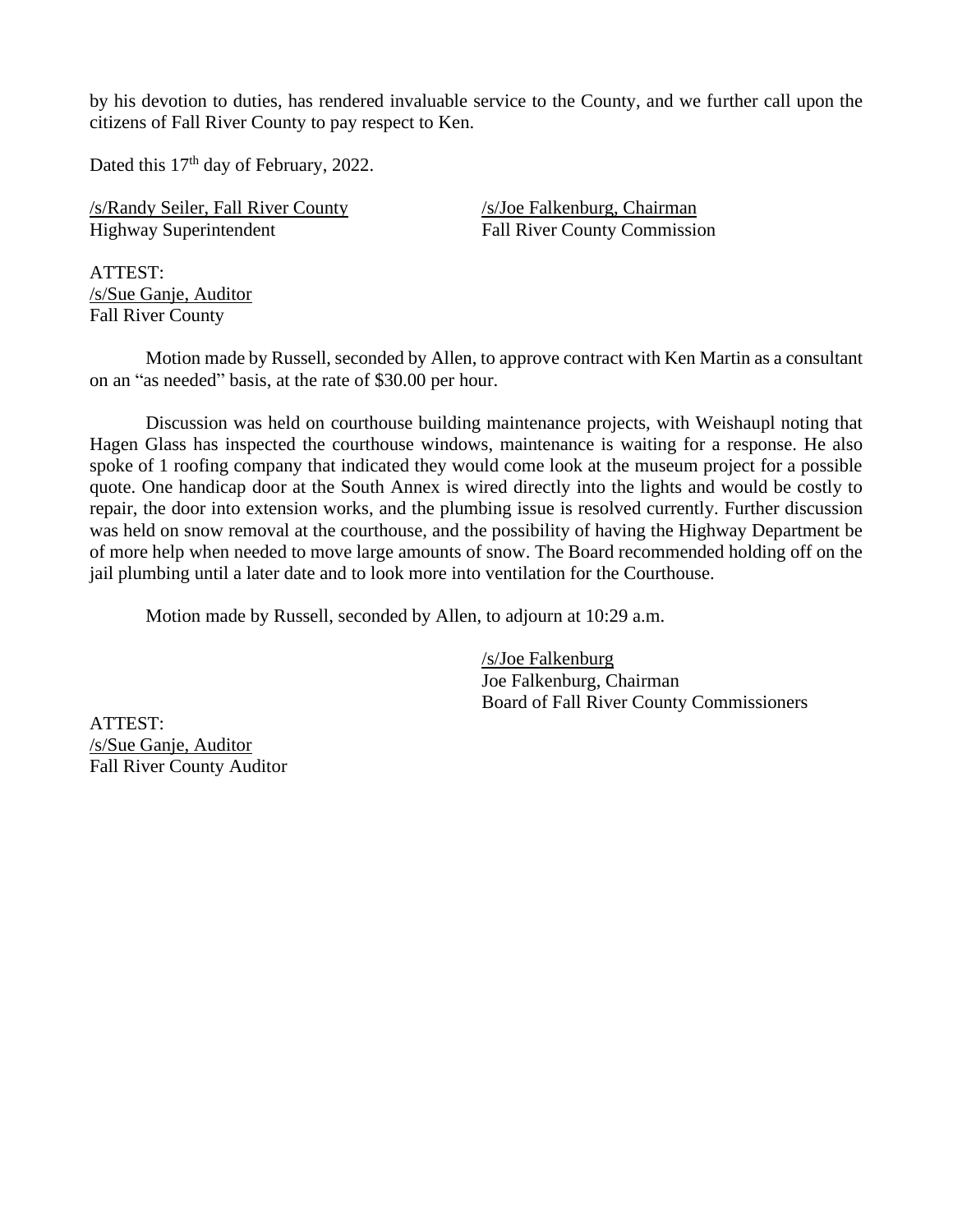by his devotion to duties, has rendered invaluable service to the County, and we further call upon the citizens of Fall River County to pay respect to Ken.

Dated this 17th day of February, 2022.

/s/Randy Seiler, Fall River County
Highway Superintendent

/s/Joe Falkenburg, Chairman
Fall River County Commission

ATTEST:
/s/Sue Ganje, Auditor
Fall River County

Motion made by Russell, seconded by Allen, to approve contract with Ken Martin as a consultant on an "as needed" basis, at the rate of $30.00 per hour.

Discussion was held on courthouse building maintenance projects, with Weishaupl noting that Hagen Glass has inspected the courthouse windows, maintenance is waiting for a response. He also spoke of 1 roofing company that indicated they would come look at the museum project for a possible quote. One handicap door at the South Annex is wired directly into the lights and would be costly to repair, the door into extension works, and the plumbing issue is resolved currently. Further discussion was held on snow removal at the courthouse, and the possibility of having the Highway Department be of more help when needed to move large amounts of snow. The Board recommended holding off on the jail plumbing until a later date and to look more into ventilation for the Courthouse.

Motion made by Russell, seconded by Allen, to adjourn at 10:29 a.m.

/s/Joe Falkenburg
Joe Falkenburg, Chairman
Board of Fall River County Commissioners

ATTEST:
/s/Sue Ganje, Auditor
Fall River County Auditor